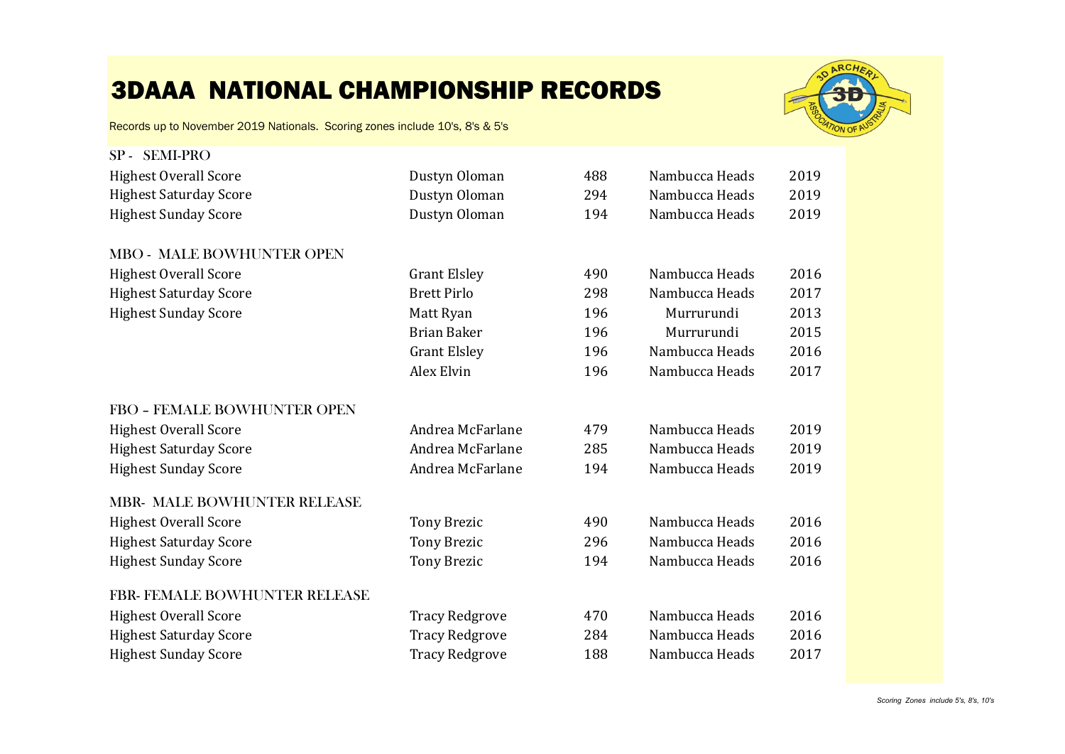# 3DAAA NATIONAL CHAMPIONSHIP RECORDS

Records up to November 2019 Nationals. Scoring zones include 10's, 8's & 5's

## SP - SEMI-PRO

| | | | | |
|---|---|---|---|---|
| Highest Overall Score | Dustyn Oloman | 488 | Nambucca Heads | 2019 |
| Highest Saturday Score | Dustyn Oloman | 294 | Nambucca Heads | 2019 |
| Highest Sunday Score | Dustyn Oloman | 194 | Nambucca Heads | 2019 |

## MBO - MALE BOWHUNTER OPEN

| | | | | |
|---|---|---|---|---|
| Highest Overall Score | Grant Elsley | 490 | Nambucca Heads | 2016 |
| Highest Saturday Score | Brett Pirlo | 298 | Nambucca Heads | 2017 |
| Highest Sunday Score | Matt Ryan | 196 | Murrurundi | 2013 |
| | Brian Baker | 196 | Murrurundi | 2015 |
| | Grant Elsley | 196 | Nambucca Heads | 2016 |
| | Alex Elvin | 196 | Nambucca Heads | 2017 |

## FBO – FEMALE BOWHUNTER OPEN

| | | | | |
|---|---|---|---|---|
| Highest Overall Score | Andrea McFarlane | 479 | Nambucca Heads | 2019 |
| Highest Saturday Score | Andrea McFarlane | 285 | Nambucca Heads | 2019 |
| Highest Sunday Score | Andrea McFarlane | 194 | Nambucca Heads | 2019 |

## MBR- MALE BOWHUNTER RELEASE

| | | | | |
|---|---|---|---|---|
| Highest Overall Score | Tony Brezic | 490 | Nambucca Heads | 2016 |
| Highest Saturday Score | Tony Brezic | 296 | Nambucca Heads | 2016 |
| Highest Sunday Score | Tony Brezic | 194 | Nambucca Heads | 2016 |

## FBR- FEMALE BOWHUNTER RELEASE

| | | | | |
|---|---|---|---|---|
| Highest Overall Score | Tracy Redgrove | 470 | Nambucca Heads | 2016 |
| Highest Saturday Score | Tracy Redgrove | 284 | Nambucca Heads | 2016 |
| Highest Sunday Score | Tracy Redgrove | 188 | Nambucca Heads | 2017 |

*Scoring Zones include 5's, 8's, 10's*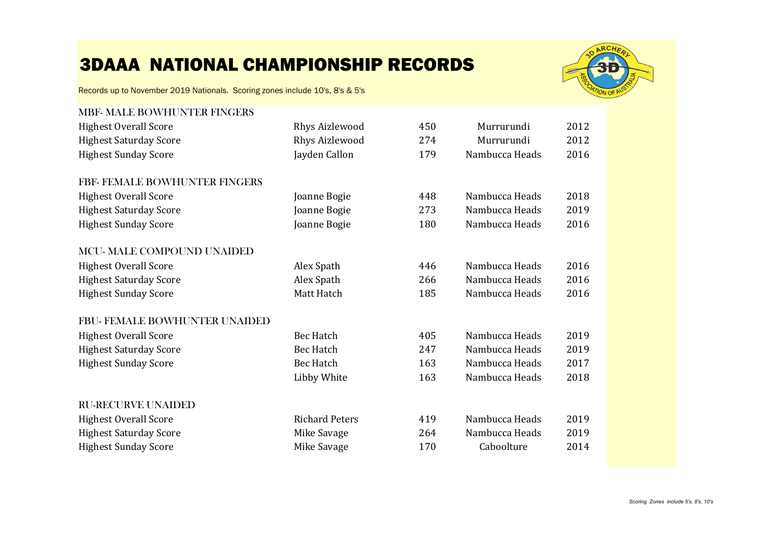# 3DAAA NATIONAL CHAMPIONSHIP RECORDS

Records up to November 2019 Nationals. Scoring zones include 10's, 8's & 5's

| | | | | |
|---|---|---|---|---|
| **MBF- MALE BOWHUNTER FINGERS** | | | | |
| Highest Overall Score | Rhys Aizlewood | 450 | Murrurundi | 2012 |
| Highest Saturday Score | Rhys Aizlewood | 274 | Murrurundi | 2012 |
| Highest Sunday Score | Jayden Callon | 179 | Nambucca Heads | 2016 |
| **FBF- FEMALE BOWHUNTER FINGERS** | | | | |
| Highest Overall Score | Joanne Bogie | 448 | Nambucca Heads | 2018 |
| Highest Saturday Score | Joanne Bogie | 273 | Nambucca Heads | 2019 |
| Highest Sunday Score | Joanne Bogie | 180 | Nambucca Heads | 2016 |
| **MCU- MALE COMPOUND UNAIDED** | | | | |
| Highest Overall Score | Alex Spath | 446 | Nambucca Heads | 2016 |
| Highest Saturday Score | Alex Spath | 266 | Nambucca Heads | 2016 |
| Highest Sunday Score | Matt Hatch | 185 | Nambucca Heads | 2016 |
| **FBU- FEMALE BOWHUNTER UNAIDED** | | | | |
| Highest Overall Score | Bec Hatch | 405 | Nambucca Heads | 2019 |
| Highest Saturday Score | Bec Hatch | 247 | Nambucca Heads | 2019 |
| Highest Sunday Score | Bec Hatch | 163 | Nambucca Heads | 2017 |
| | Libby White | 163 | Nambucca Heads | 2018 |
| **RU-RECURVE UNAIDED** | | | | |
| Highest Overall Score | Richard Peters | 419 | Nambucca Heads | 2019 |
| Highest Saturday Score | Mike Savage | 264 | Nambucca Heads | 2019 |
| Highest Sunday Score | Mike Savage | 170 | Caboolture | 2014 |

*Scoring Zones include 5's, 8's, 10's*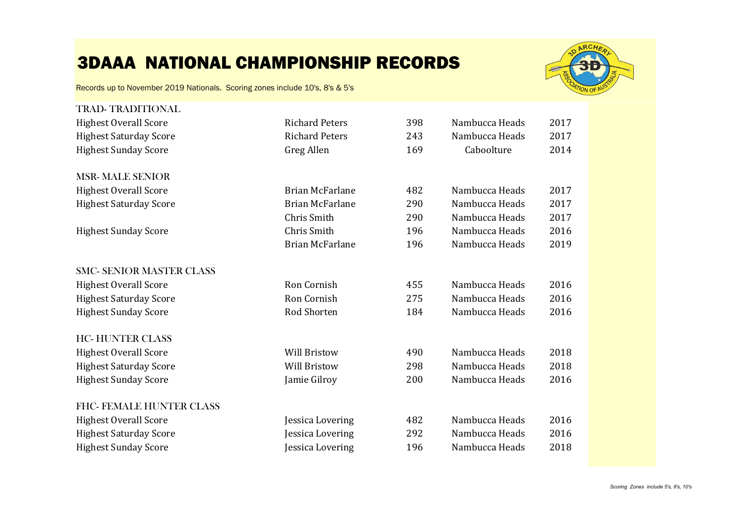# 3DAAA NATIONAL CHAMPIONSHIP RECORDS

Records up to November 2019 Nationals. Scoring zones include 10's, 8's & 5's

## TRAD- TRADITIONAL

| | | | | |
|---|---|---|---|---|
| Highest Overall Score | Richard Peters | 398 | Nambucca Heads | 2017 |
| Highest Saturday Score | Richard Peters | 243 | Nambucca Heads | 2017 |
| Highest Sunday Score | Greg Allen | 169 | Caboolture | 2014 |

## MSR- MALE SENIOR

| | | | | |
|---|---|---|---|---|
| Highest Overall Score | Brian McFarlane | 482 | Nambucca Heads | 2017 |
| Highest Saturday Score | Brian McFarlane | 290 | Nambucca Heads | 2017 |
| | Chris Smith | 290 | Nambucca Heads | 2017 |
| Highest Sunday Score | Chris Smith | 196 | Nambucca Heads | 2016 |
| | Brian McFarlane | 196 | Nambucca Heads | 2019 |

## SMC- SENIOR MASTER CLASS

| | | | | |
|---|---|---|---|---|
| Highest Overall Score | Ron Cornish | 455 | Nambucca Heads | 2016 |
| Highest Saturday Score | Ron Cornish | 275 | Nambucca Heads | 2016 |
| Highest Sunday Score | Rod Shorten | 184 | Nambucca Heads | 2016 |

## HC- HUNTER CLASS

| | | | | |
|---|---|---|---|---|
| Highest Overall Score | Will Bristow | 490 | Nambucca Heads | 2018 |
| Highest Saturday Score | Will Bristow | 298 | Nambucca Heads | 2018 |
| Highest Sunday Score | Jamie Gilroy | 200 | Nambucca Heads | 2016 |

## FHC- FEMALE HUNTER CLASS

| | | | | |
|---|---|---|---|---|
| Highest Overall Score | Jessica Lovering | 482 | Nambucca Heads | 2016 |
| Highest Saturday Score | Jessica Lovering | 292 | Nambucca Heads | 2016 |
| Highest Sunday Score | Jessica Lovering | 196 | Nambucca Heads | 2018 |

*Scoring Zones include 5's, 8's, 10's*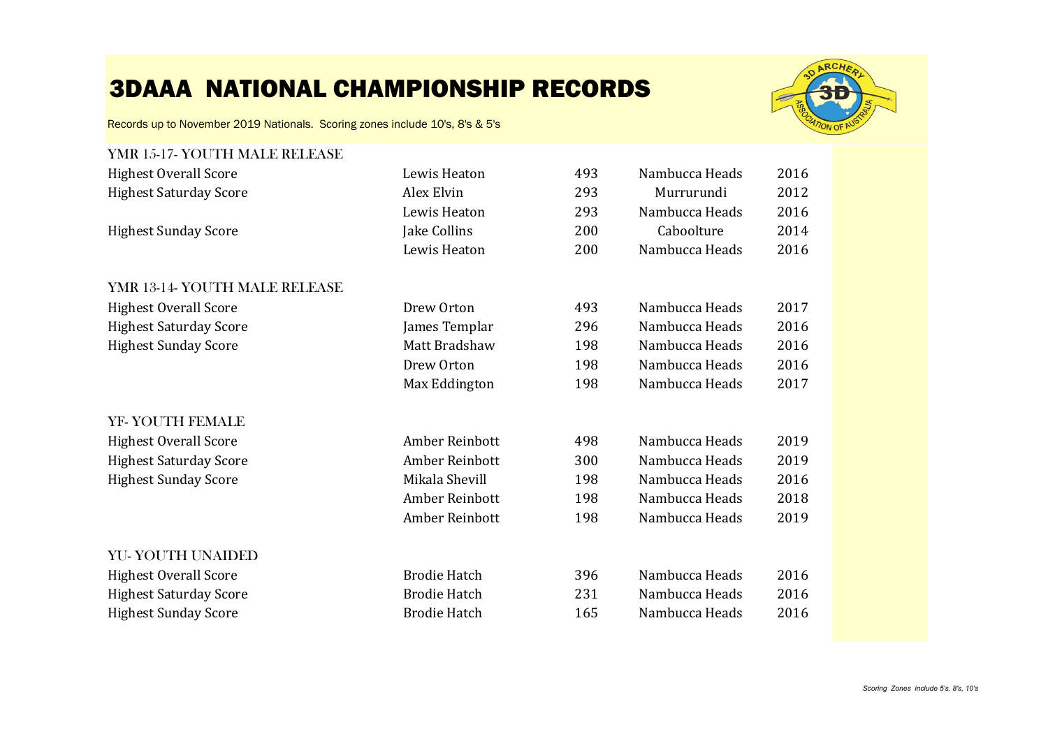# 3DAAA NATIONAL CHAMPIONSHIP RECORDS

Records up to November 2019 Nationals. Scoring zones include 10's, 8's & 5's

## YMR 15-17- YOUTH MALE RELEASE

| | | | | |
|---|---|---|---|---|
| Highest Overall Score | Lewis Heaton | 493 | Nambucca Heads | 2016 |
| Highest Saturday Score | Alex Elvin | 293 | Murrurundi | 2012 |
| | Lewis Heaton | 293 | Nambucca Heads | 2016 |
| Highest Sunday Score | Jake Collins | 200 | Caboolture | 2014 |
| | Lewis Heaton | 200 | Nambucca Heads | 2016 |

## YMR 13-14- YOUTH MALE RELEASE

| | | | | |
|---|---|---|---|---|
| Highest Overall Score | Drew Orton | 493 | Nambucca Heads | 2017 |
| Highest Saturday Score | James Templar | 296 | Nambucca Heads | 2016 |
| Highest Sunday Score | Matt Bradshaw | 198 | Nambucca Heads | 2016 |
| | Drew Orton | 198 | Nambucca Heads | 2016 |
| | Max Eddington | 198 | Nambucca Heads | 2017 |

## YF- YOUTH FEMALE

| | | | | |
|---|---|---|---|---|
| Highest Overall Score | Amber Reinbott | 498 | Nambucca Heads | 2019 |
| Highest Saturday Score | Amber Reinbott | 300 | Nambucca Heads | 2019 |
| Highest Sunday Score | Mikala Shevill | 198 | Nambucca Heads | 2016 |
| | Amber Reinbott | 198 | Nambucca Heads | 2018 |
| | Amber Reinbott | 198 | Nambucca Heads | 2019 |

## YU- YOUTH UNAIDED

| | | | | |
|---|---|---|---|---|
| Highest Overall Score | Brodie Hatch | 396 | Nambucca Heads | 2016 |
| Highest Saturday Score | Brodie Hatch | 231 | Nambucca Heads | 2016 |
| Highest Sunday Score | Brodie Hatch | 165 | Nambucca Heads | 2016 |

*Scoring Zones include 5's, 8's, 10's*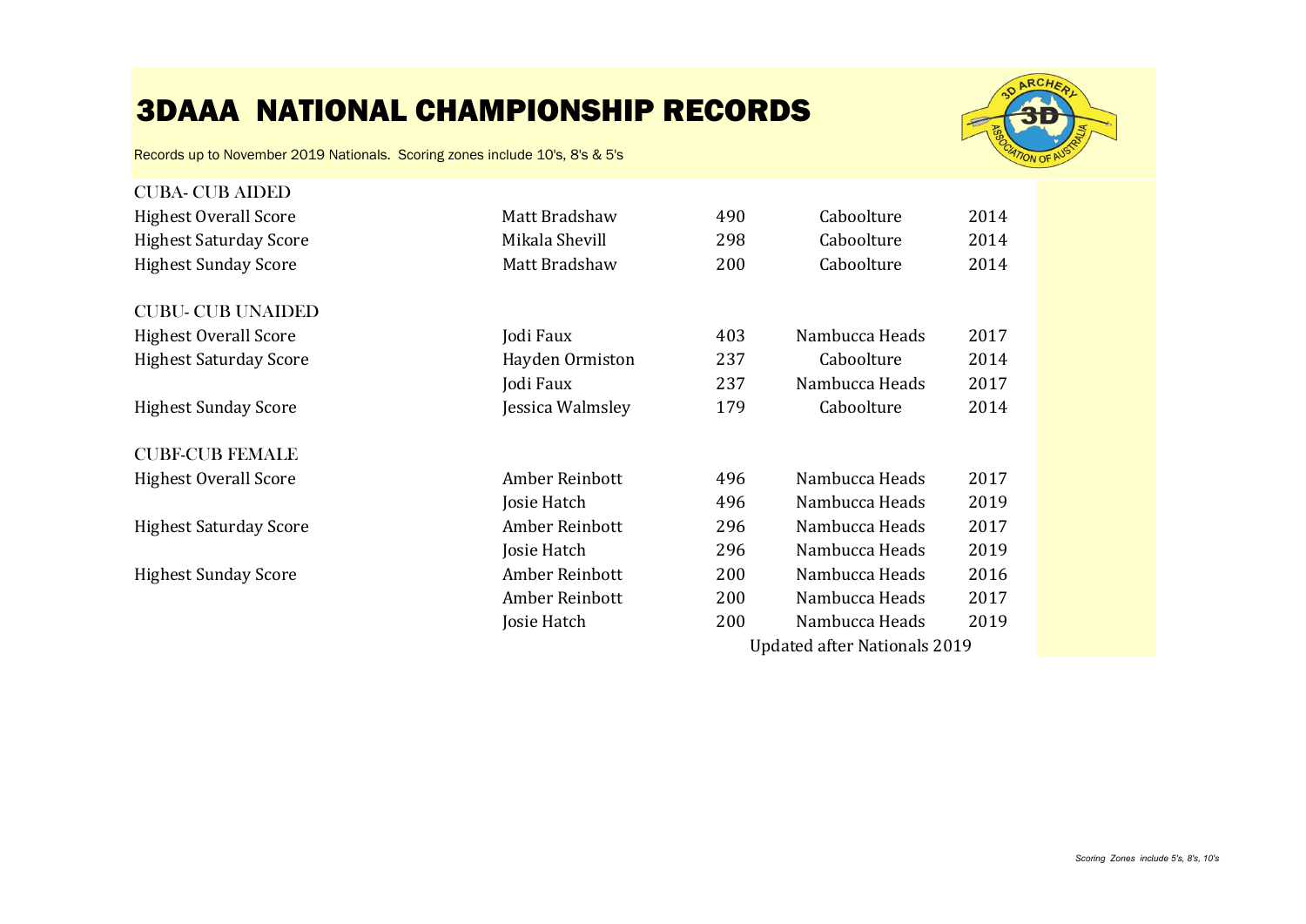# 3DAAA NATIONAL CHAMPIONSHIP RECORDS

Records up to November 2019 Nationals. Scoring zones include 10's, 8's & 5's

## CUBA- CUB AIDED

| | | | | |
|---|---|---|---|---|
| Highest Overall Score | Matt Bradshaw | 490 | Caboolture | 2014 |
| Highest Saturday Score | Mikala Shevill | 298 | Caboolture | 2014 |
| Highest Sunday Score | Matt Bradshaw | 200 | Caboolture | 2014 |

## CUBU- CUB UNAIDED

| | | | | |
|---|---|---|---|---|
| Highest Overall Score | Jodi Faux | 403 | Nambucca Heads | 2017 |
| Highest Saturday Score | Hayden Ormiston | 237 | Caboolture | 2014 |
| | Jodi Faux | 237 | Nambucca Heads | 2017 |
| Highest Sunday Score | Jessica Walmsley | 179 | Caboolture | 2014 |

## CUBF-CUB FEMALE

| | | | | |
|---|---|---|---|---|
| Highest Overall Score | Amber Reinbott | 496 | Nambucca Heads | 2017 |
| | Josie Hatch | 496 | Nambucca Heads | 2019 |
| Highest Saturday Score | Amber Reinbott | 296 | Nambucca Heads | 2017 |
| | Josie Hatch | 296 | Nambucca Heads | 2019 |
| Highest Sunday Score | Amber Reinbott | 200 | Nambucca Heads | 2016 |
| | Amber Reinbott | 200 | Nambucca Heads | 2017 |
| | Josie Hatch | 200 | Nambucca Heads | 2019 |

Updated after Nationals 2019

*Scoring Zones include 5's, 8's, 10's*